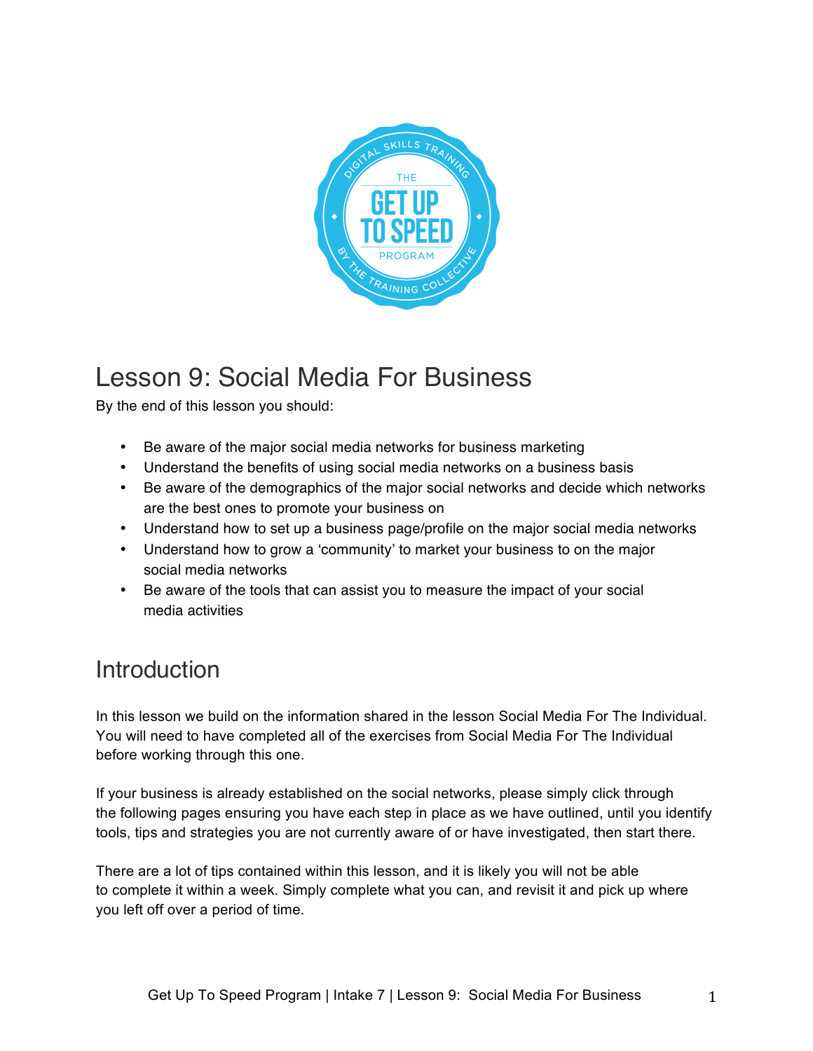# Lesson 9: Social Media For Business

By the end of this lesson you should:

- Be aware of the major social media networks for business marketing
- Understand the benefits of using social media networks on a business basis
- Be aware of the demographics of the major social networks and decide which networks are the best ones to promote your business on
- Understand how to set up a business page/profile on the major social media networks
- Understand how to grow a 'community' to market your business to on the major social media networks
- Be aware of the tools that can assist you to measure the impact of your social media activities

## Introduction

In this lesson we build on the information shared in the lesson Social Media For The Individual. You will need to have completed all of the exercises from Social Media For The Individual before working through this one.

If your business is already established on the social networks, please simply click through the following pages ensuring you have each step in place as we have outlined, until you identify tools, tips and strategies you are not currently aware of or have investigated, then start there.

There are a lot of tips contained within this lesson, and it is likely you will not be able to complete it within a week. Simply complete what you can, and revisit it and pick up where you left off over a period of time.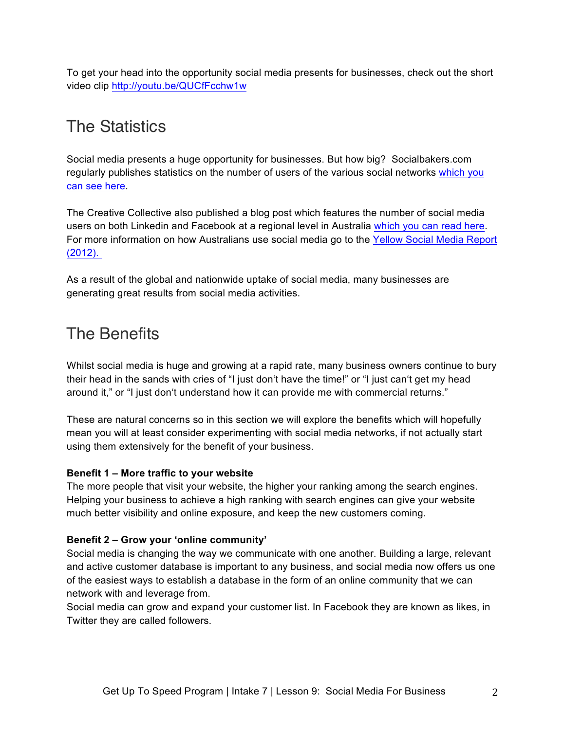To get your head into the opportunity social media presents for businesses, check out the short video clip http://youtu.be/QUCfFcchw1w

## The Statistics

Social media presents a huge opportunity for businesses. But how big? Socialbakers.com regularly publishes statistics on the number of users of the various social networks which you can see here.

The Creative Collective also published a blog post which features the number of social media users on both Linkedin and Facebook at a regional level in Australia which you can read here. For more information on how Australians use social media go to the Yellow Social Media Report (2012).

As a result of the global and nationwide uptake of social media, many businesses are generating great results from social media activities.

## The Benefits

Whilst social media is huge and growing at a rapid rate, many business owners continue to bury their head in the sands with cries of "I just don't have the time!" or "I just can't get my head around it," or "I just don't understand how it can provide me with commercial returns."

These are natural concerns so in this section we will explore the benefits which will hopefully mean you will at least consider experimenting with social media networks, if not actually start using them extensively for the benefit of your business.

**Benefit 1 – More traffic to your website**
The more people that visit your website, the higher your ranking among the search engines. Helping your business to achieve a high ranking with search engines can give your website much better visibility and online exposure, and keep the new customers coming.

**Benefit 2 – Grow your 'online community'**
Social media is changing the way we communicate with one another. Building a large, relevant and active customer database is important to any business, and social media now offers us one of the easiest ways to establish a database in the form of an online community that we can network with and leverage from.
Social media can grow and expand your customer list. In Facebook they are known as likes, in Twitter they are called followers.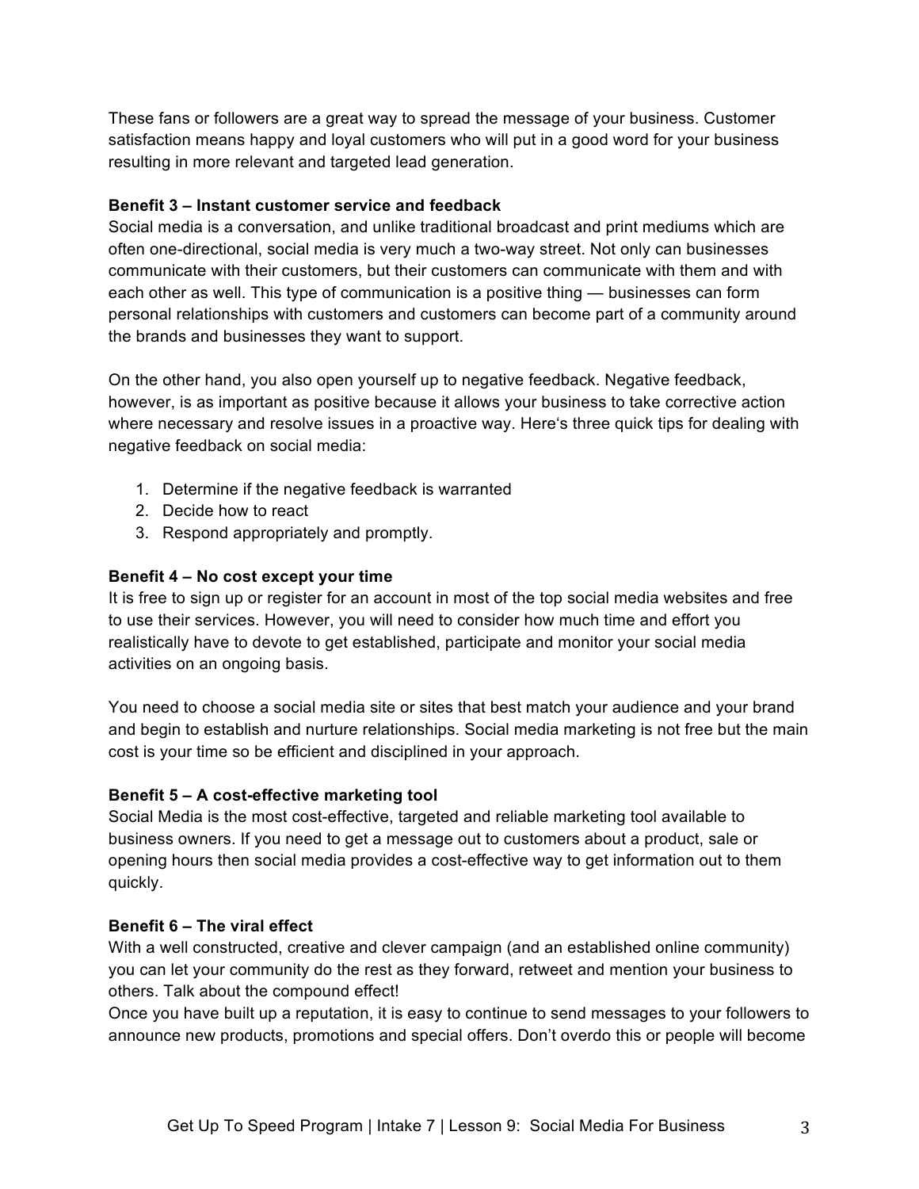These fans or followers are a great way to spread the message of your business. Customer satisfaction means happy and loyal customers who will put in a good word for your business resulting in more relevant and targeted lead generation.

**Benefit 3 – Instant customer service and feedback**
Social media is a conversation, and unlike traditional broadcast and print mediums which are often one-directional, social media is very much a two-way street. Not only can businesses communicate with their customers, but their customers can communicate with them and with each other as well. This type of communication is a positive thing — businesses can form personal relationships with customers and customers can become part of a community around the brands and businesses they want to support.

On the other hand, you also open yourself up to negative feedback. Negative feedback, however, is as important as positive because it allows your business to take corrective action where necessary and resolve issues in a proactive way. Here's three quick tips for dealing with negative feedback on social media:

1. Determine if the negative feedback is warranted
2. Decide how to react
3. Respond appropriately and promptly.

**Benefit 4 – No cost except your time**
It is free to sign up or register for an account in most of the top social media websites and free to use their services. However, you will need to consider how much time and effort you realistically have to devote to get established, participate and monitor your social media activities on an ongoing basis.

You need to choose a social media site or sites that best match your audience and your brand and begin to establish and nurture relationships. Social media marketing is not free but the main cost is your time so be efficient and disciplined in your approach.

**Benefit 5 – A cost-effective marketing tool**
Social Media is the most cost-effective, targeted and reliable marketing tool available to business owners. If you need to get a message out to customers about a product, sale or opening hours then social media provides a cost-effective way to get information out to them quickly.

**Benefit 6 – The viral effect**
With a well constructed, creative and clever campaign (and an established online community) you can let your community do the rest as they forward, retweet and mention your business to others. Talk about the compound effect!
Once you have built up a reputation, it is easy to continue to send messages to your followers to announce new products, promotions and special offers. Don't overdo this or people will become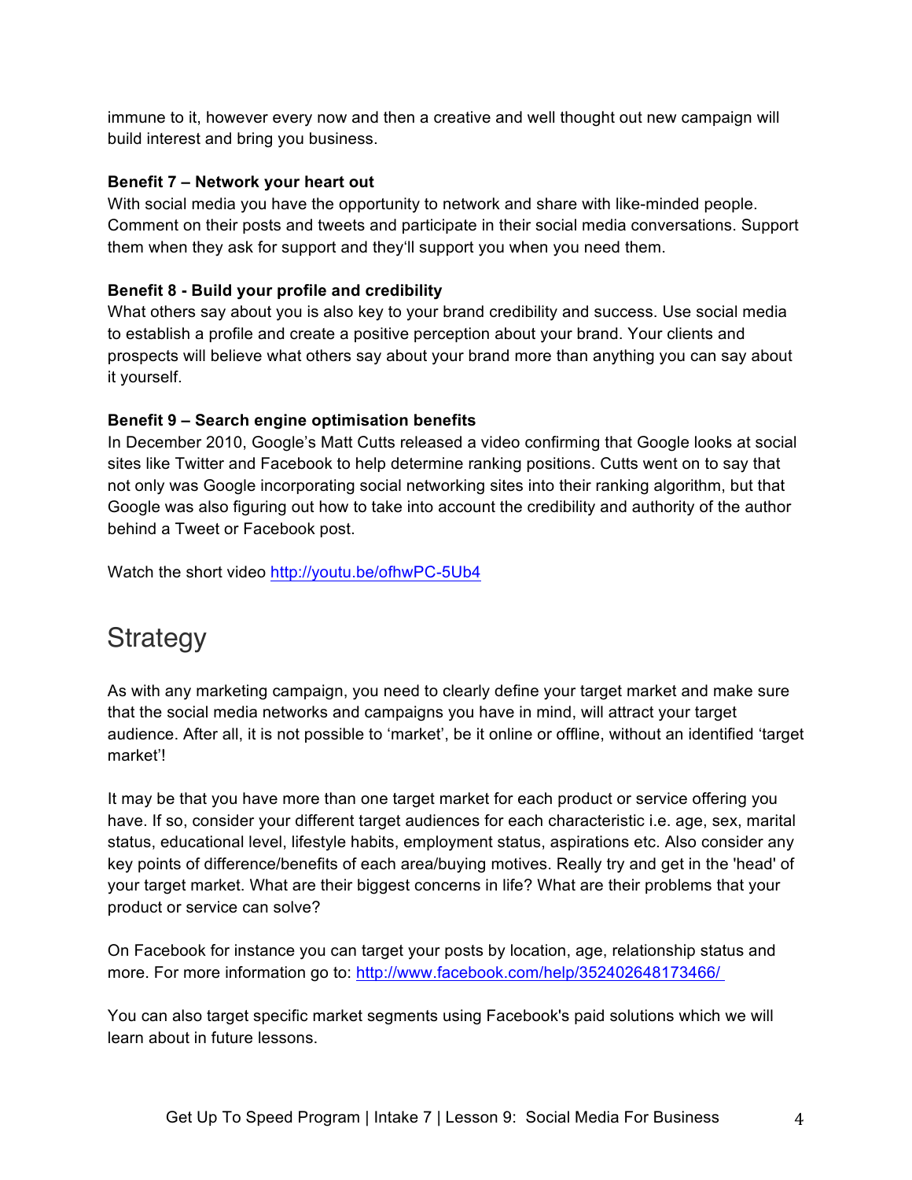immune to it, however every now and then a creative and well thought out new campaign will build interest and bring you business.

**Benefit 7 – Network your heart out**

With social media you have the opportunity to network and share with like-minded people. Comment on their posts and tweets and participate in their social media conversations. Support them when they ask for support and they'll support you when you need them.

**Benefit 8 - Build your profile and credibility**

What others say about you is also key to your brand credibility and success. Use social media to establish a profile and create a positive perception about your brand. Your clients and prospects will believe what others say about your brand more than anything you can say about it yourself.

**Benefit 9 – Search engine optimisation benefits**

In December 2010, Google's Matt Cutts released a video confirming that Google looks at social sites like Twitter and Facebook to help determine ranking positions. Cutts went on to say that not only was Google incorporating social networking sites into their ranking algorithm, but that Google was also figuring out how to take into account the credibility and authority of the author behind a Tweet or Facebook post.

Watch the short video [http://youtu.be/ofhwPC-5Ub4](http://youtu.be/ofhwPC-5Ub4)

# Strategy

As with any marketing campaign, you need to clearly define your target market and make sure that the social media networks and campaigns you have in mind, will attract your target audience. After all, it is not possible to 'market', be it online or offline, without an identified 'target market'!

It may be that you have more than one target market for each product or service offering you have. If so, consider your different target audiences for each characteristic i.e. age, sex, marital status, educational level, lifestyle habits, employment status, aspirations etc. Also consider any key points of difference/benefits of each area/buying motives. Really try and get in the 'head' of your target market. What are their biggest concerns in life? What are their problems that your product or service can solve?

On Facebook for instance you can target your posts by location, age, relationship status and more. For more information go to: [http://www.facebook.com/help/352402648173466/](http://www.facebook.com/help/352402648173466/)

You can also target specific market segments using Facebook's paid solutions which we will learn about in future lessons.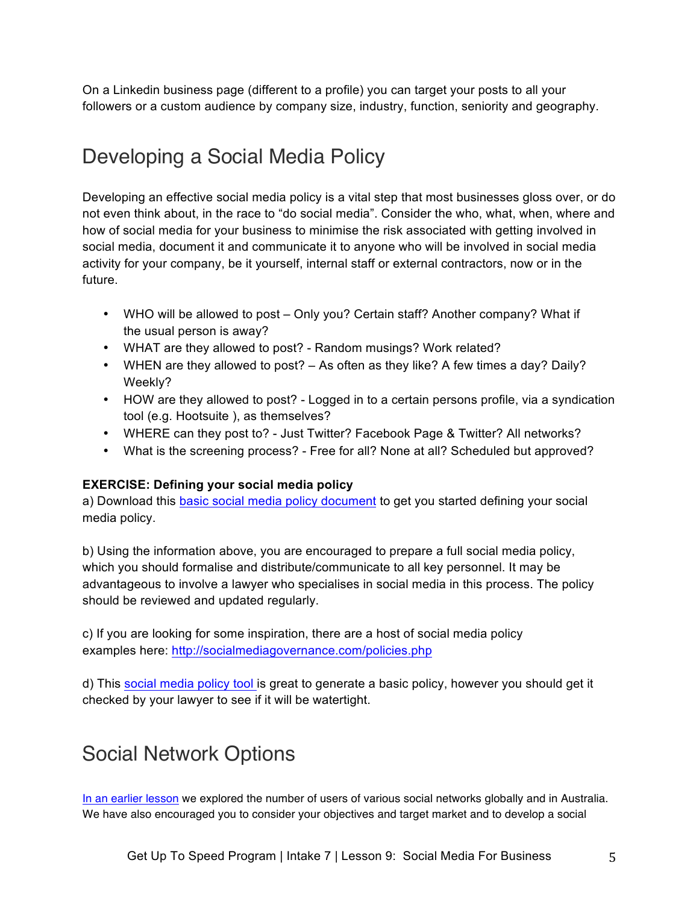On a Linkedin business page (different to a profile) you can target your posts to all your followers or a custom audience by company size, industry, function, seniority and geography.

## Developing a Social Media Policy

Developing an effective social media policy is a vital step that most businesses gloss over, or do not even think about, in the race to "do social media". Consider the who, what, when, where and how of social media for your business to minimise the risk associated with getting involved in social media, document it and communicate it to anyone who will be involved in social media activity for your company, be it yourself, internal staff or external contractors, now or in the future.

- WHO will be allowed to post – Only you? Certain staff? Another company? What if the usual person is away?
- WHAT are they allowed to post? - Random musings? Work related?
- WHEN are they allowed to post? – As often as they like? A few times a day? Daily? Weekly?
- HOW are they allowed to post? - Logged in to a certain persons profile, via a syndication tool (e.g. Hootsuite ), as themselves?
- WHERE can they post to? - Just Twitter? Facebook Page & Twitter? All networks?
- What is the screening process? - Free for all? None at all? Scheduled but approved?

**EXERCISE: Defining your social media policy**
a) Download this basic social media policy document to get you started defining your social media policy.

b) Using the information above, you are encouraged to prepare a full social media policy, which you should formalise and distribute/communicate to all key personnel. It may be advantageous to involve a lawyer who specialises in social media in this process. The policy should be reviewed and updated regularly.

c) If you are looking for some inspiration, there are a host of social media policy examples here: http://socialmediagovernance.com/policies.php

d) This social media policy tool is great to generate a basic policy, however you should get it checked by your lawyer to see if it will be watertight.

## Social Network Options

In an earlier lesson we explored the number of users of various social networks globally and in Australia. We have also encouraged you to consider your objectives and target market and to develop a social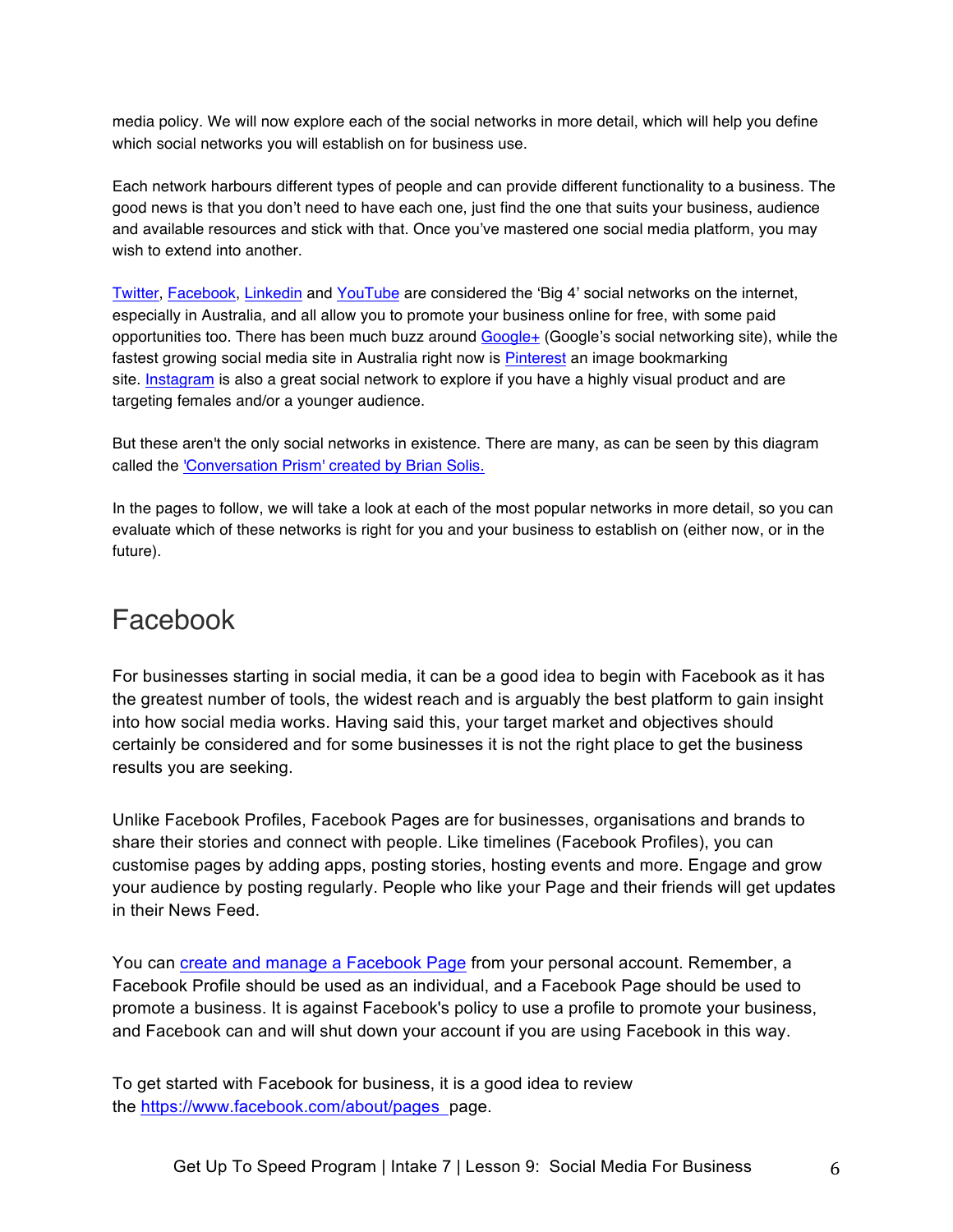media policy. We will now explore each of the social networks in more detail, which will help you define which social networks you will establish on for business use.

Each network harbours different types of people and can provide different functionality to a business. The good news is that you don't need to have each one, just find the one that suits your business, audience and available resources and stick with that. Once you've mastered one social media platform, you may wish to extend into another.

Twitter, Facebook, Linkedin and YouTube are considered the 'Big 4' social networks on the internet, especially in Australia, and all allow you to promote your business online for free, with some paid opportunities too. There has been much buzz around Google+ (Google's social networking site), while the fastest growing social media site in Australia right now is Pinterest an image bookmarking site. Instagram is also a great social network to explore if you have a highly visual product and are targeting females and/or a younger audience.

But these aren't the only social networks in existence. There are many, as can be seen by this diagram called the 'Conversation Prism' created by Brian Solis.

In the pages to follow, we will take a look at each of the most popular networks in more detail, so you can evaluate which of these networks is right for you and your business to establish on (either now, or in the future).

# Facebook

For businesses starting in social media, it can be a good idea to begin with Facebook as it has the greatest number of tools, the widest reach and is arguably the best platform to gain insight into how social media works. Having said this, your target market and objectives should certainly be considered and for some businesses it is not the right place to get the business results you are seeking.

Unlike Facebook Profiles, Facebook Pages are for businesses, organisations and brands to share their stories and connect with people. Like timelines (Facebook Profiles), you can customise pages by adding apps, posting stories, hosting events and more. Engage and grow your audience by posting regularly. People who like your Page and their friends will get updates in their News Feed.

You can create and manage a Facebook Page from your personal account. Remember, a Facebook Profile should be used as an individual, and a Facebook Page should be used to promote a business. It is against Facebook's policy to use a profile to promote your business, and Facebook can and will shut down your account if you are using Facebook in this way.

To get started with Facebook for business, it is a good idea to review the https://www.facebook.com/about/pages page.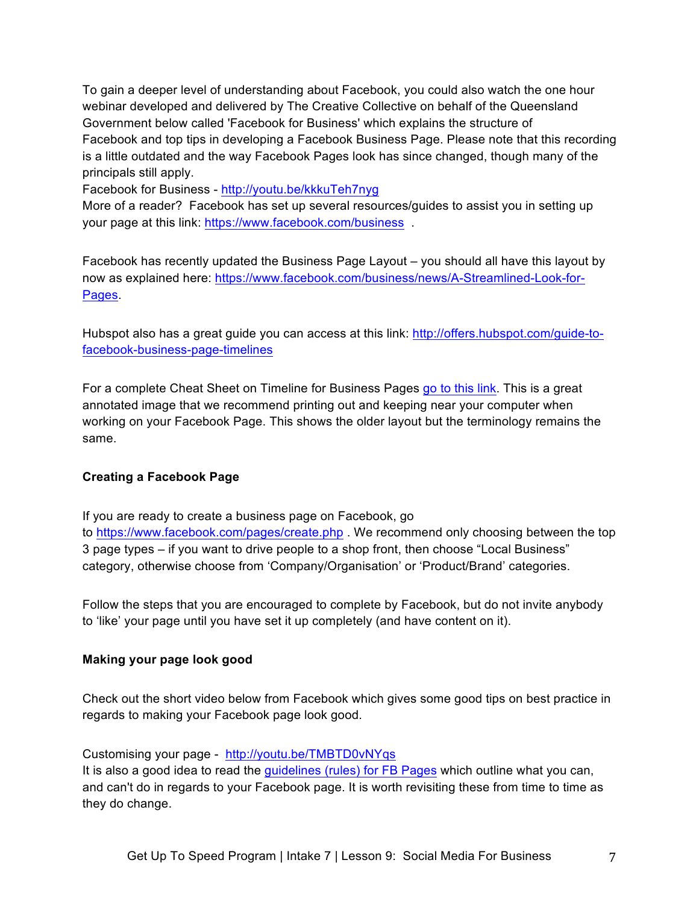To gain a deeper level of understanding about Facebook, you could also watch the one hour webinar developed and delivered by The Creative Collective on behalf of the Queensland Government below called 'Facebook for Business' which explains the structure of Facebook and top tips in developing a Facebook Business Page. Please note that this recording is a little outdated and the way Facebook Pages look has since changed, though many of the principals still apply.

Facebook for Business - [http://youtu.be/kkkuTeh7nyg](http://youtu.be/kkkuTeh7nyg)

More of a reader? Facebook has set up several resources/guides to assist you in setting up your page at this link: [https://www.facebook.com/business](https://www.facebook.com/business) .

Facebook has recently updated the Business Page Layout – you should all have this layout by now as explained here: [https://www.facebook.com/business/news/A-Streamlined-Look-for-Pages](https://www.facebook.com/business/news/A-Streamlined-Look-for-Pages).

Hubspot also has a great guide you can access at this link: [http://offers.hubspot.com/guide-to-facebook-business-page-timelines](http://offers.hubspot.com/guide-to-facebook-business-page-timelines)

For a complete Cheat Sheet on Timeline for Business Pages go to this link. This is a great annotated image that we recommend printing out and keeping near your computer when working on your Facebook Page. This shows the older layout but the terminology remains the same.

**Creating a Facebook Page**

If you are ready to create a business page on Facebook, go to [https://www.facebook.com/pages/create.php](https://www.facebook.com/pages/create.php) . We recommend only choosing between the top 3 page types – if you want to drive people to a shop front, then choose "Local Business" category, otherwise choose from 'Company/Organisation' or 'Product/Brand' categories.

Follow the steps that you are encouraged to complete by Facebook, but do not invite anybody to 'like' your page until you have set it up completely (and have content on it).

**Making your page look good**

Check out the short video below from Facebook which gives some good tips on best practice in regards to making your Facebook page look good.

Customising your page - [http://youtu.be/TMBTD0vNYqs](http://youtu.be/TMBTD0vNYqs)

It is also a good idea to read the guidelines (rules) for FB Pages which outline what you can, and can't do in regards to your Facebook page. It is worth revisiting these from time to time as they do change.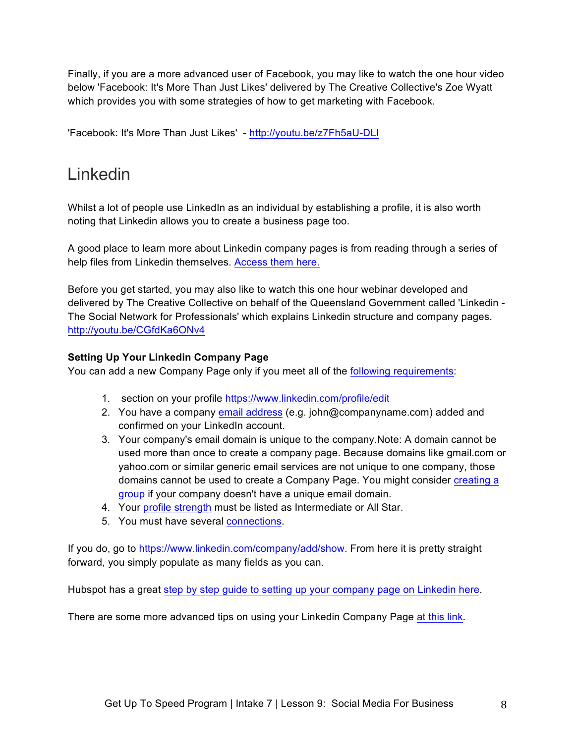Finally, if you are a more advanced user of Facebook, you may like to watch the one hour video below 'Facebook: It's More Than Just Likes' delivered by The Creative Collective's Zoe Wyatt which provides you with some strategies of how to get marketing with Facebook.

'Facebook: It's More Than Just Likes' - http://youtu.be/z7Fh5aU-DLI

## Linkedin

Whilst a lot of people use LinkedIn as an individual by establishing a profile, it is also worth noting that Linkedin allows you to create a business page too.

A good place to learn more about Linkedin company pages is from reading through a series of help files from Linkedin themselves. Access them here.

Before you get started, you may also like to watch this one hour webinar developed and delivered by The Creative Collective on behalf of the Queensland Government called 'Linkedin - The Social Network for Professionals' which explains Linkedin structure and company pages. http://youtu.be/CGfdKa6ONv4

**Setting Up Your Linkedin Company Page**
You can add a new Company Page only if you meet all of the following requirements:

1. section on your profile https://www.linkedin.com/profile/edit
2. You have a company email address (e.g. john@companyname.com) added and confirmed on your LinkedIn account.
3. Your company's email domain is unique to the company.Note: A domain cannot be used more than once to create a company page. Because domains like gmail.com or yahoo.com or similar generic email services are not unique to one company, those domains cannot be used to create a Company Page. You might consider creating a group if your company doesn't have a unique email domain.
4. Your profile strength must be listed as Intermediate or All Star.
5. You must have several connections.

If you do, go to https://www.linkedin.com/company/add/show. From here it is pretty straight forward, you simply populate as many fields as you can.

Hubspot has a great step by step guide to setting up your company page on Linkedin here.

There are some more advanced tips on using your Linkedin Company Page at this link.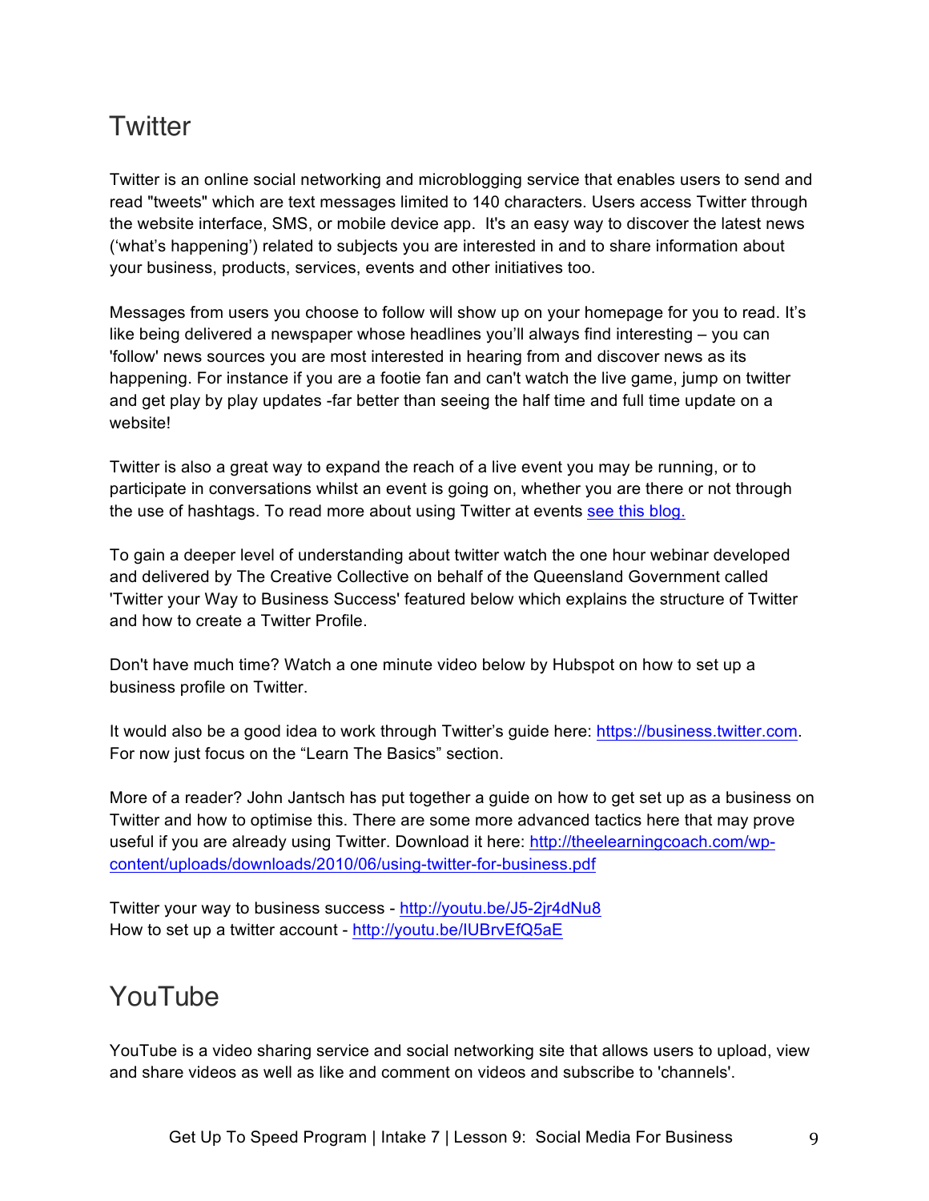# Twitter

Twitter is an online social networking and microblogging service that enables users to send and read "tweets" which are text messages limited to 140 characters. Users access Twitter through the website interface, SMS, or mobile device app. It's an easy way to discover the latest news ('what's happening') related to subjects you are interested in and to share information about your business, products, services, events and other initiatives too.

Messages from users you choose to follow will show up on your homepage for you to read. It's like being delivered a newspaper whose headlines you'll always find interesting – you can 'follow' news sources you are most interested in hearing from and discover news as its happening. For instance if you are a footie fan and can't watch the live game, jump on twitter and get play by play updates -far better than seeing the half time and full time update on a website!

Twitter is also a great way to expand the reach of a live event you may be running, or to participate in conversations whilst an event is going on, whether you are there or not through the use of hashtags. To read more about using Twitter at events [see this blog.]()

To gain a deeper level of understanding about twitter watch the one hour webinar developed and delivered by The Creative Collective on behalf of the Queensland Government called 'Twitter your Way to Business Success' featured below which explains the structure of Twitter and how to create a Twitter Profile.

Don't have much time? Watch a one minute video below by Hubspot on how to set up a business profile on Twitter.

It would also be a good idea to work through Twitter's guide here: https://business.twitter.com. For now just focus on the "Learn The Basics" section.

More of a reader? John Jantsch has put together a guide on how to get set up as a business on Twitter and how to optimise this. There are some more advanced tactics here that may prove useful if you are already using Twitter. Download it here: http://theelearningcoach.com/wp-content/uploads/downloads/2010/06/using-twitter-for-business.pdf

Twitter your way to business success - http://youtu.be/J5-2jr4dNu8
How to set up a twitter account - http://youtu.be/IUBrvEfQ5aE

# YouTube

YouTube is a video sharing service and social networking site that allows users to upload, view and share videos as well as like and comment on videos and subscribe to 'channels'.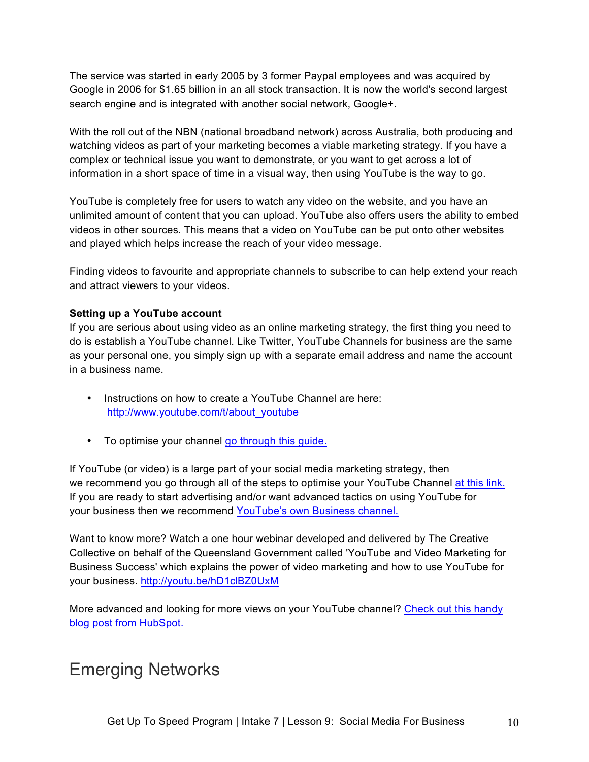The service was started in early 2005 by 3 former Paypal employees and was acquired by Google in 2006 for $1.65 billion in an all stock transaction. It is now the world's second largest search engine and is integrated with another social network, Google+.

With the roll out of the NBN (national broadband network) across Australia, both producing and watching videos as part of your marketing becomes a viable marketing strategy. If you have a complex or technical issue you want to demonstrate, or you want to get across a lot of information in a short space of time in a visual way, then using YouTube is the way to go.

YouTube is completely free for users to watch any video on the website, and you have an unlimited amount of content that you can upload. YouTube also offers users the ability to embed videos in other sources. This means that a video on YouTube can be put onto other websites and played which helps increase the reach of your video message.

Finding videos to favourite and appropriate channels to subscribe to can help extend your reach and attract viewers to your videos.

**Setting up a YouTube account**

If you are serious about using video as an online marketing strategy, the first thing you need to do is establish a YouTube channel. Like Twitter, YouTube Channels for business are the same as your personal one, you simply sign up with a separate email address and name the account in a business name.

- Instructions on how to create a YouTube Channel are here: http://www.youtube.com/t/about_youtube
- To optimise your channel go through this guide.

If YouTube (or video) is a large part of your social media marketing strategy, then we recommend you go through all of the steps to optimise your YouTube Channel at this link. If you are ready to start advertising and/or want advanced tactics on using YouTube for your business then we recommend YouTube's own Business channel.

Want to know more? Watch a one hour webinar developed and delivered by The Creative Collective on behalf of the Queensland Government called 'YouTube and Video Marketing for Business Success' which explains the power of video marketing and how to use YouTube for your business. http://youtu.be/hD1clBZ0UxM

More advanced and looking for more views on your YouTube channel? Check out this handy blog post from HubSpot.

# Emerging Networks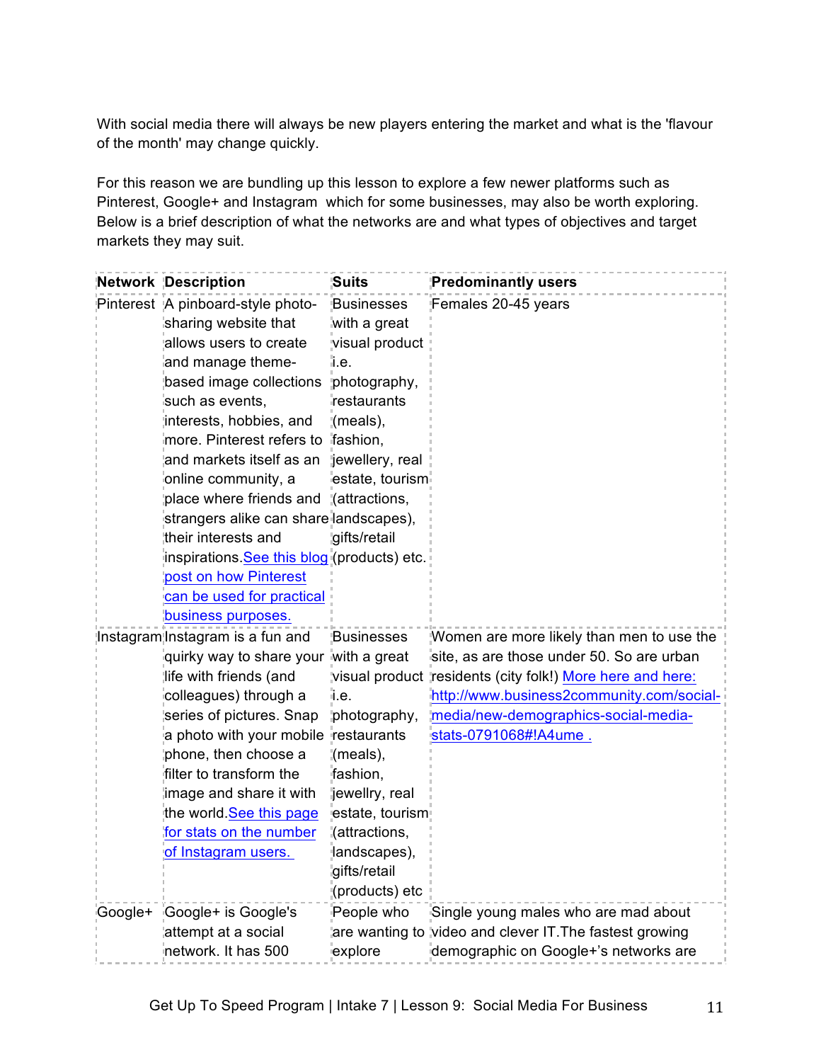With social media there will always be new players entering the market and what is the 'flavour of the month' may change quickly.

For this reason we are bundling up this lesson to explore a few newer platforms such as Pinterest, Google+ and Instagram which for some businesses, may also be worth exploring. Below is a brief description of what the networks are and what types of objectives and target markets they may suit.

| Network | Description | Suits | Predominantly users |
| --- | --- | --- | --- |
| Pinterest | A pinboard-style photo-sharing website that allows users to create and manage theme-based image collections such as events, interests, hobbies, and more. Pinterest refers to and markets itself as an online community, a place where friends and strangers alike can share their interests and inspirations. See this blog post on how Pinterest can be used for practical business purposes. | Businesses with a great visual product i.e. photography, restaurants (meals), fashion, jewellery, real estate, tourism (attractions, landscapes), gifts/retail (products) etc. | Females 20-45 years |
| Instagram | Instagram is a fun and quirky way to share your life with friends (and colleagues) through a series of pictures. Snap a photo with your mobile phone, then choose a filter to transform the image and share it with the world. See this page for stats on the number of Instagram users. | Businesses with a great visual product i.e. photography, restaurants (meals), fashion, jewellery, real estate, tourism (attractions, landscapes), gifts/retail (products) etc | Women are more likely than men to use the site, as are those under 50. So are urban residents (city folk!) More here and here: http://www.business2community.com/social-media/new-demographics-social-media-stats-0791068#!A4ume . |
| Google+ | Google+ is Google's attempt at a social network. It has 500 | People who are wanting to explore | Single young males who are mad about video and clever IT. The fastest growing demographic on Google+'s networks are |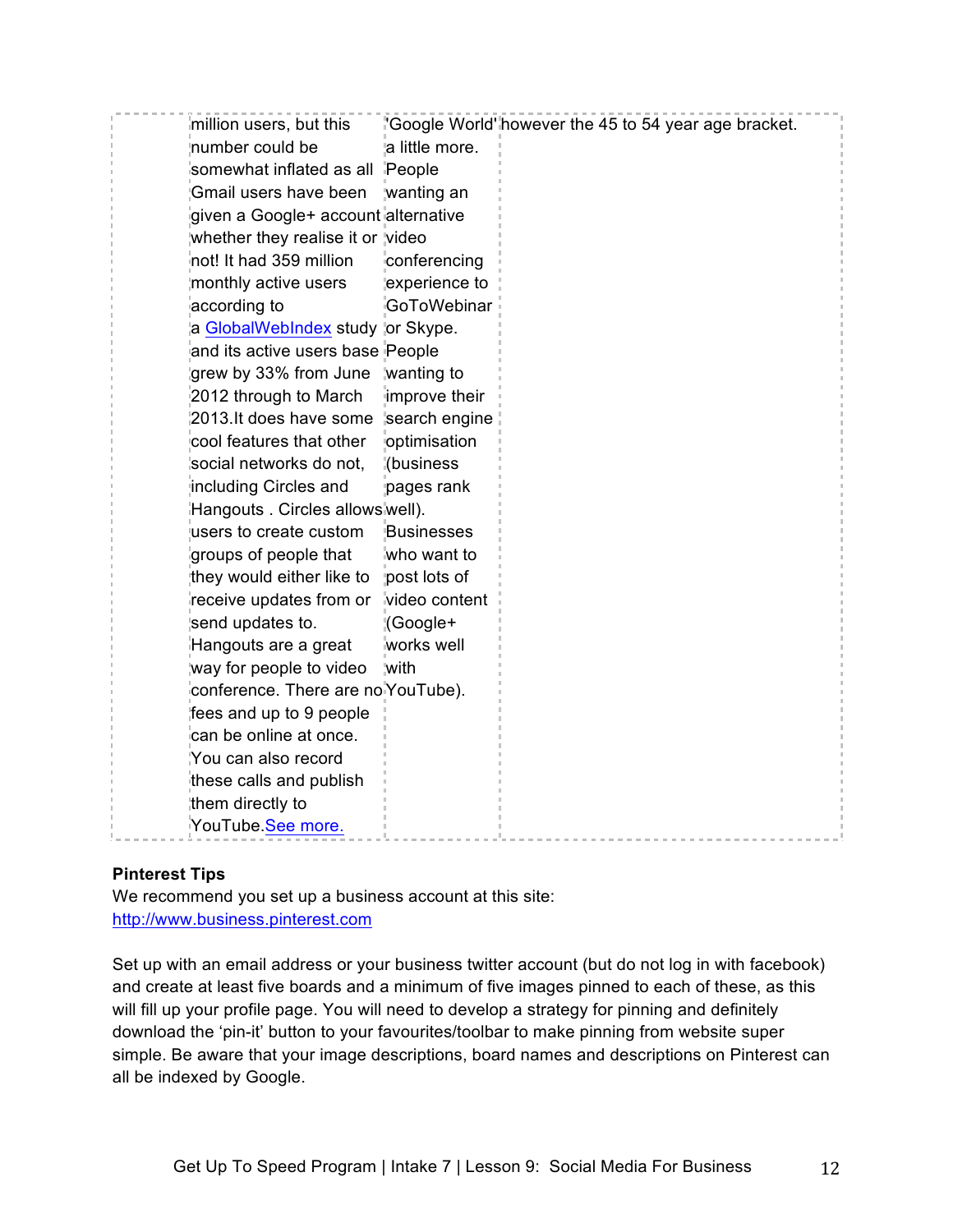| | | | |
|---|---|---|---|
| | million users, but this number could be somewhat inflated as all Gmail users have been given a Google+ account whether they realise it or not! It had 359 million monthly active users according to a GlobalWebIndex study and its active users base grew by 33% from June 2012 through to March 2013.It does have some cool features that other social networks do not, including Circles and Hangouts . Circles allows users to create custom groups of people that they would either like to receive updates from or send updates to. Hangouts are a great way for people to video conference. There are no fees and up to 9 people can be online at once. You can also record these calls and publish them directly to YouTube.See more. | 'Google World' a little more. People wanting an alternative video conferencing experience to GoToWebinar or Skype. People wanting to improve their search engine optimisation (business pages rank well). Businesses who want to post lots of video content (Google+ works well with YouTube). | however the 45 to 54 year age bracket. |

**Pinterest Tips**

We recommend you set up a business account at this site: http://www.business.pinterest.com

Set up with an email address or your business twitter account (but do not log in with facebook) and create at least five boards and a minimum of five images pinned to each of these, as this will fill up your profile page. You will need to develop a strategy for pinning and definitely download the 'pin-it' button to your favourites/toolbar to make pinning from website super simple. Be aware that your image descriptions, board names and descriptions on Pinterest can all be indexed by Google.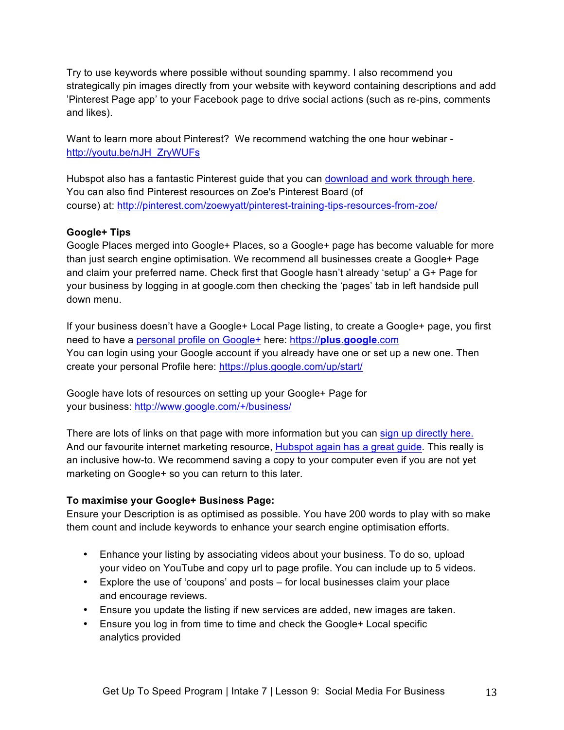Try to use keywords where possible without sounding spammy. I also recommend you strategically pin images directly from your website with keyword containing descriptions and add 'Pinterest Page app' to your Facebook page to drive social actions (such as re-pins, comments and likes).

Want to learn more about Pinterest? We recommend watching the one hour webinar - http://youtu.be/nJH_ZryWUFs

Hubspot also has a fantastic Pinterest guide that you can download and work through here. You can also find Pinterest resources on Zoe's Pinterest Board (of course) at: http://pinterest.com/zoewyatt/pinterest-training-tips-resources-from-zoe/

**Google+ Tips**

Google Places merged into Google+ Places, so a Google+ page has become valuable for more than just search engine optimisation. We recommend all businesses create a Google+ Page and claim your preferred name. Check first that Google hasn't already 'setup' a G+ Page for your business by logging in at google.com then checking the 'pages' tab in left handside pull down menu.

If your business doesn't have a Google+ Local Page listing, to create a Google+ page, you first need to have a personal profile on Google+ here: https://**plus**.**google**.com
You can login using your Google account if you already have one or set up a new one. Then create your personal Profile here: https://plus.google.com/up/start/

Google have lots of resources on setting up your Google+ Page for your business: http://www.google.com/+/business/

There are lots of links on that page with more information but you can sign up directly here. And our favourite internet marketing resource, Hubspot again has a great guide. This really is an inclusive how-to. We recommend saving a copy to your computer even if you are not yet marketing on Google+ so you can return to this later.

**To maximise your Google+ Business Page:**

Ensure your Description is as optimised as possible. You have 200 words to play with so make them count and include keywords to enhance your search engine optimisation efforts.

- Enhance your listing by associating videos about your business. To do so, upload your video on YouTube and copy url to page profile. You can include up to 5 videos.
- Explore the use of 'coupons' and posts – for local businesses claim your place and encourage reviews.
- Ensure you update the listing if new services are added, new images are taken.
- Ensure you log in from time to time and check the Google+ Local specific analytics provided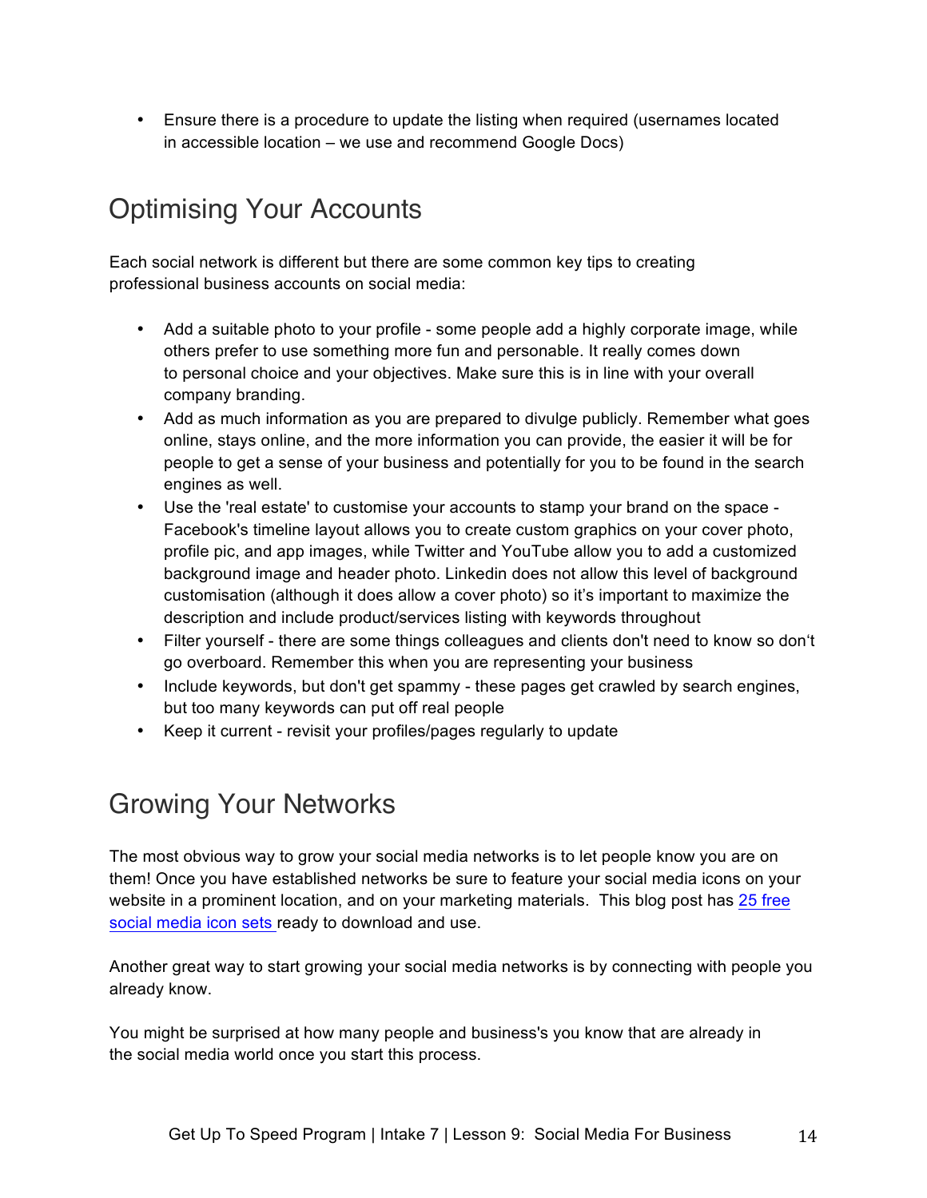- Ensure there is a procedure to update the listing when required (usernames located in accessible location – we use and recommend Google Docs)

## Optimising Your Accounts

Each social network is different but there are some common key tips to creating professional business accounts on social media:

- Add a suitable photo to your profile - some people add a highly corporate image, while others prefer to use something more fun and personable. It really comes down to personal choice and your objectives. Make sure this is in line with your overall company branding.
- Add as much information as you are prepared to divulge publicly. Remember what goes online, stays online, and the more information you can provide, the easier it will be for people to get a sense of your business and potentially for you to be found in the search engines as well.
- Use the 'real estate' to customise your accounts to stamp your brand on the space - Facebook's timeline layout allows you to create custom graphics on your cover photo, profile pic, and app images, while Twitter and YouTube allow you to add a customized background image and header photo. Linkedin does not allow this level of background customisation (although it does allow a cover photo) so it's important to maximize the description and include product/services listing with keywords throughout
- Filter yourself - there are some things colleagues and clients don't need to know so don't go overboard. Remember this when you are representing your business
- Include keywords, but don't get spammy - these pages get crawled by search engines, but too many keywords can put off real people
- Keep it current - revisit your profiles/pages regularly to update

## Growing Your Networks

The most obvious way to grow your social media networks is to let people know you are on them! Once you have established networks be sure to feature your social media icons on your website in a prominent location, and on your marketing materials. This blog post has 25 free social media icon sets ready to download and use.

Another great way to start growing your social media networks is by connecting with people you already know.

You might be surprised at how many people and business's you know that are already in the social media world once you start this process.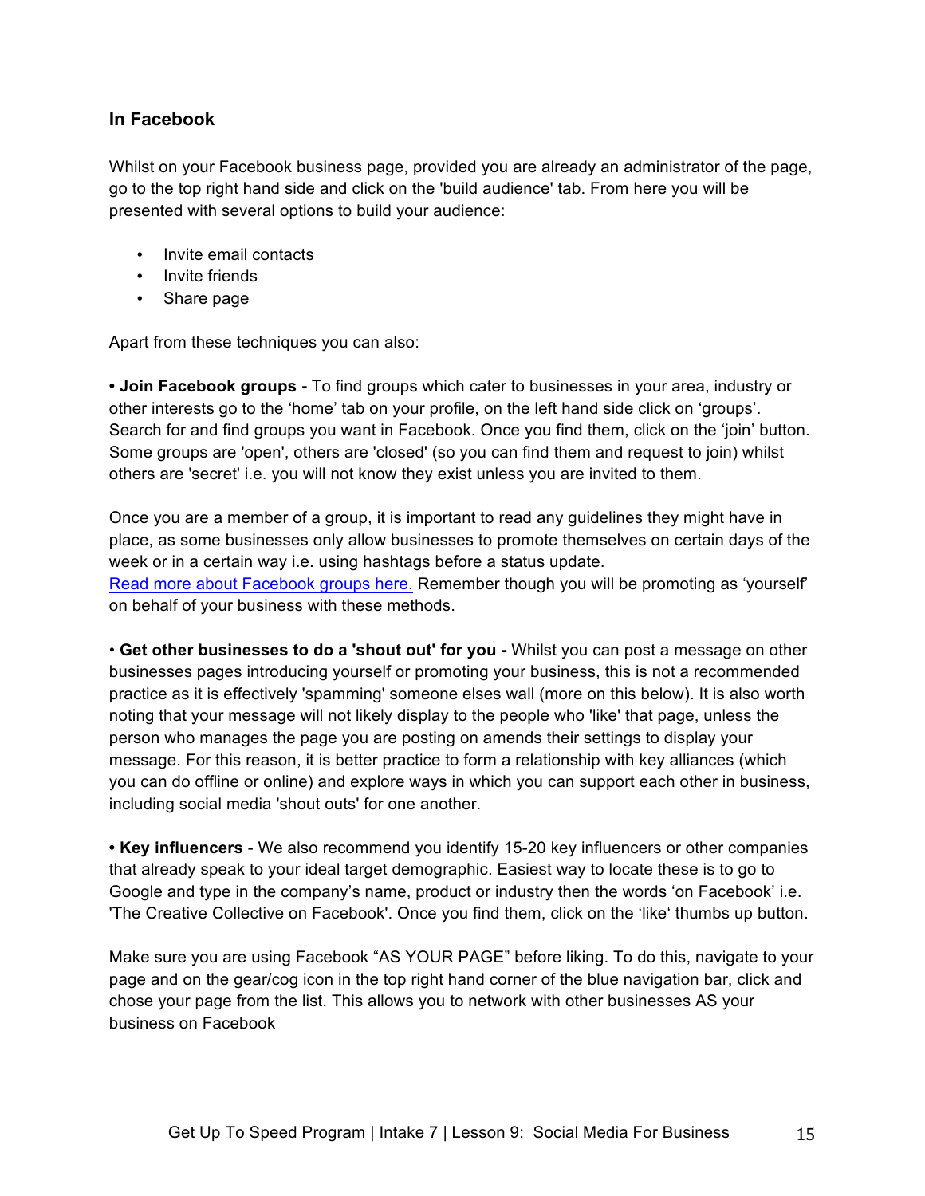### In Facebook

Whilst on your Facebook business page, provided you are already an administrator of the page, go to the top right hand side and click on the 'build audience' tab. From here you will be presented with several options to build your audience:

- Invite email contacts
- Invite friends
- Share page

Apart from these techniques you can also:

**• Join Facebook groups -** To find groups which cater to businesses in your area, industry or other interests go to the 'home' tab on your profile, on the left hand side click on 'groups'. Search for and find groups you want in Facebook. Once you find them, click on the 'join' button. Some groups are 'open', others are 'closed' (so you can find them and request to join) whilst others are 'secret' i.e. you will not know they exist unless you are invited to them.

Once you are a member of a group, it is important to read any guidelines they might have in place, as some businesses only allow businesses to promote themselves on certain days of the week or in a certain way i.e. using hashtags before a status update.
Read more about Facebook groups here. Remember though you will be promoting as 'yourself' on behalf of your business with these methods.

• **Get other businesses to do a 'shout out' for you -** Whilst you can post a message on other businesses pages introducing yourself or promoting your business, this is not a recommended practice as it is effectively 'spamming' someone elses wall (more on this below). It is also worth noting that your message will not likely display to the people who 'like' that page, unless the person who manages the page you are posting on amends their settings to display your message. For this reason, it is better practice to form a relationship with key alliances (which you can do offline or online) and explore ways in which you can support each other in business, including social media 'shout outs' for one another.

**• Key influencers** - We also recommend you identify 15-20 key influencers or other companies that already speak to your ideal target demographic. Easiest way to locate these is to go to Google and type in the company's name, product or industry then the words 'on Facebook' i.e. 'The Creative Collective on Facebook'. Once you find them, click on the 'like' thumbs up button.

Make sure you are using Facebook "AS YOUR PAGE" before liking. To do this, navigate to your page and on the gear/cog icon in the top right hand corner of the blue navigation bar, click and chose your page from the list. This allows you to network with other businesses AS your business on Facebook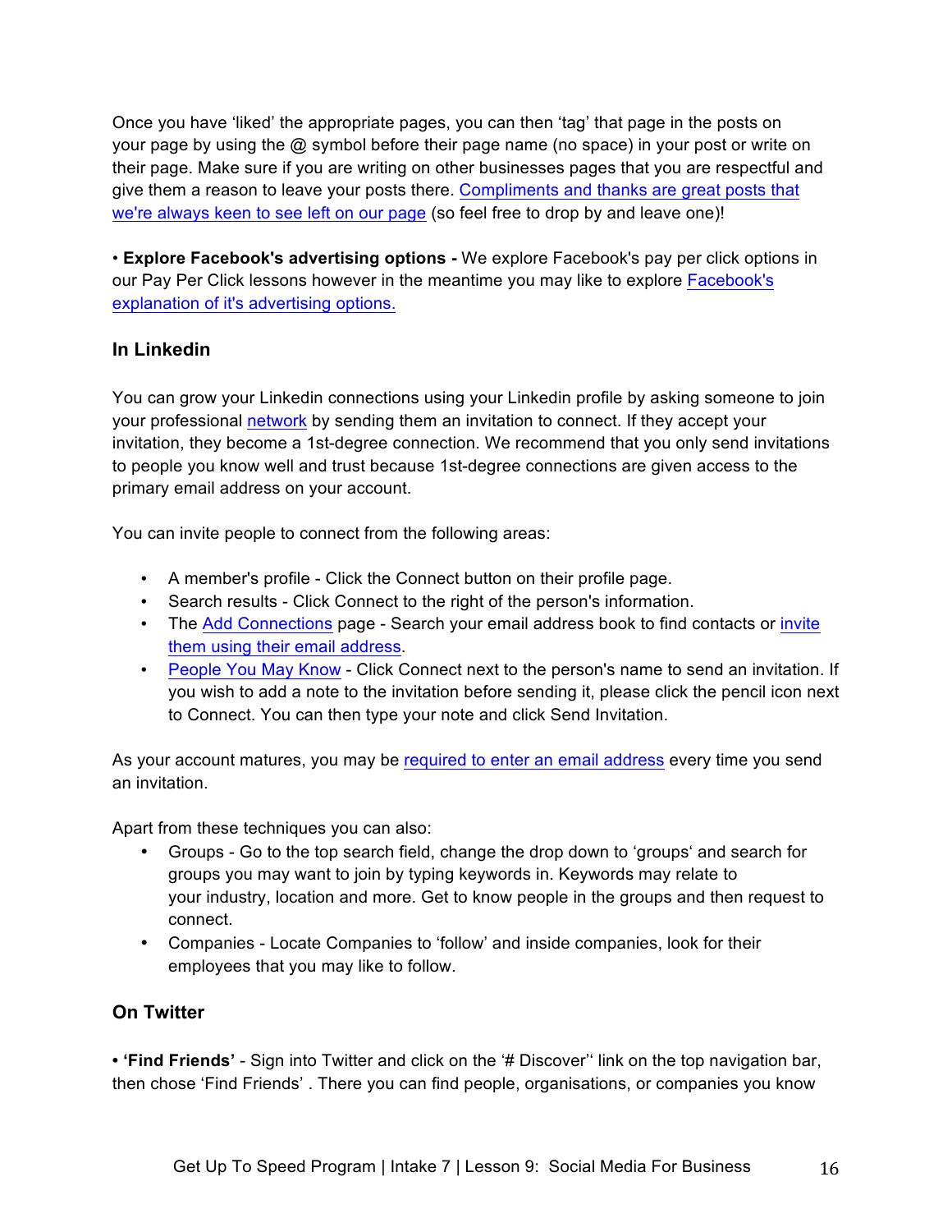Once you have 'liked' the appropriate pages, you can then 'tag' that page in the posts on your page by using the @ symbol before their page name (no space) in your post or write on their page. Make sure if you are writing on other businesses pages that you are respectful and give them a reason to leave your posts there. Compliments and thanks are great posts that we're always keen to see left on our page (so feel free to drop by and leave one)!

• **Explore Facebook's advertising options -** We explore Facebook's pay per click options in our Pay Per Click lessons however in the meantime you may like to explore Facebook's explanation of it's advertising options.

### In Linkedin

You can grow your Linkedin connections using your Linkedin profile by asking someone to join your professional network by sending them an invitation to connect. If they accept your invitation, they become a 1st-degree connection. We recommend that you only send invitations to people you know well and trust because 1st-degree connections are given access to the primary email address on your account.

You can invite people to connect from the following areas:

- A member's profile - Click the Connect button on their profile page.
- Search results - Click Connect to the right of the person's information.
- The Add Connections page - Search your email address book to find contacts or invite them using their email address.
- People You May Know - Click Connect next to the person's name to send an invitation. If you wish to add a note to the invitation before sending it, please click the pencil icon next to Connect. You can then type your note and click Send Invitation.

As your account matures, you may be required to enter an email address every time you send an invitation.

Apart from these techniques you can also:

- Groups - Go to the top search field, change the drop down to 'groups' and search for groups you may want to join by typing keywords in. Keywords may relate to your industry, location and more. Get to know people in the groups and then request to connect.
- Companies - Locate Companies to 'follow' and inside companies, look for their employees that you may like to follow.

### On Twitter

• **'Find Friends'** - Sign into Twitter and click on the '# Discover'' link on the top navigation bar, then chose 'Find Friends' . There you can find people, organisations, or companies you know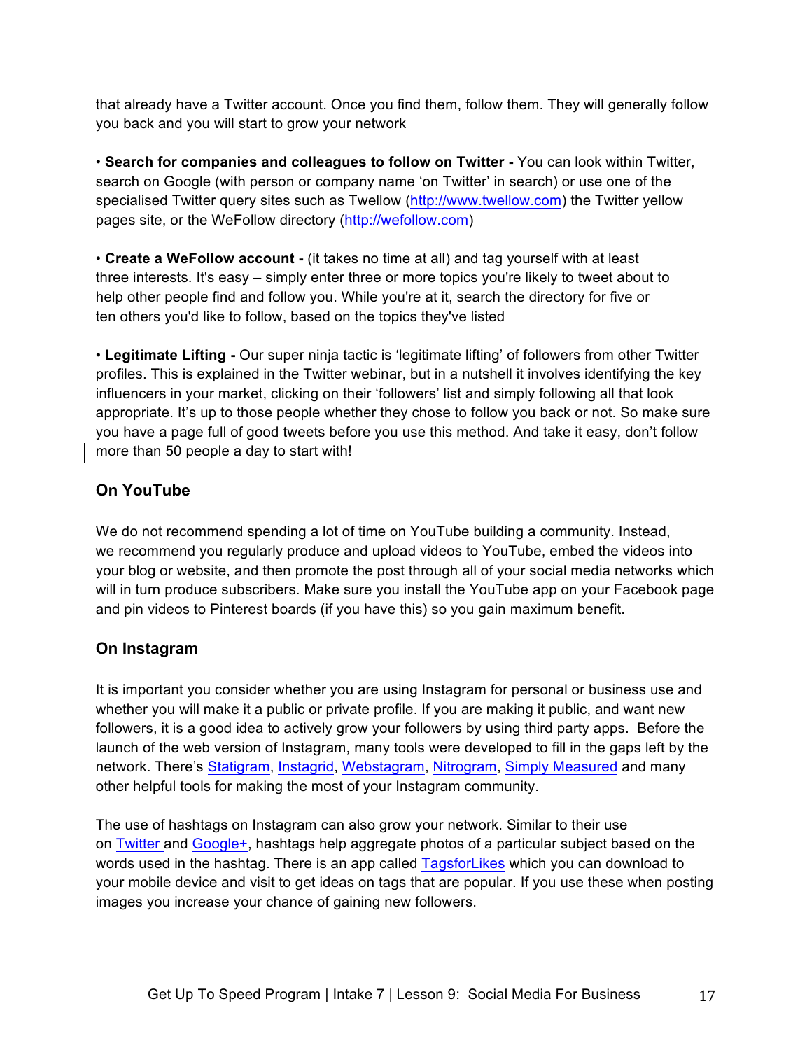that already have a Twitter account. Once you find them, follow them. They will generally follow you back and you will start to grow your network

• **Search for companies and colleagues to follow on Twitter -** You can look within Twitter, search on Google (with person or company name 'on Twitter' in search) or use one of the specialised Twitter query sites such as Twellow (http://www.twellow.com) the Twitter yellow pages site, or the WeFollow directory (http://wefollow.com)

• **Create a WeFollow account -** (it takes no time at all) and tag yourself with at least three interests. It's easy – simply enter three or more topics you're likely to tweet about to help other people find and follow you. While you're at it, search the directory for five or ten others you'd like to follow, based on the topics they've listed

• **Legitimate Lifting -** Our super ninja tactic is 'legitimate lifting' of followers from other Twitter profiles. This is explained in the Twitter webinar, but in a nutshell it involves identifying the key influencers in your market, clicking on their 'followers' list and simply following all that look appropriate. It's up to those people whether they chose to follow you back or not. So make sure you have a page full of good tweets before you use this method. And take it easy, don't follow more than 50 people a day to start with!

### On YouTube

We do not recommend spending a lot of time on YouTube building a community. Instead, we recommend you regularly produce and upload videos to YouTube, embed the videos into your blog or website, and then promote the post through all of your social media networks which will in turn produce subscribers. Make sure you install the YouTube app on your Facebook page and pin videos to Pinterest boards (if you have this) so you gain maximum benefit.

### On Instagram

It is important you consider whether you are using Instagram for personal or business use and whether you will make it a public or private profile. If you are making it public, and want new followers, it is a good idea to actively grow your followers by using third party apps. Before the launch of the web version of Instagram, many tools were developed to fill in the gaps left by the network. There's Statigram, Instagrid, Webstagram, Nitrogram, Simply Measured and many other helpful tools for making the most of your Instagram community.

The use of hashtags on Instagram can also grow your network. Similar to their use on Twitter and Google+, hashtags help aggregate photos of a particular subject based on the words used in the hashtag. There is an app called TagsforLikes which you can download to your mobile device and visit to get ideas on tags that are popular. If you use these when posting images you increase your chance of gaining new followers.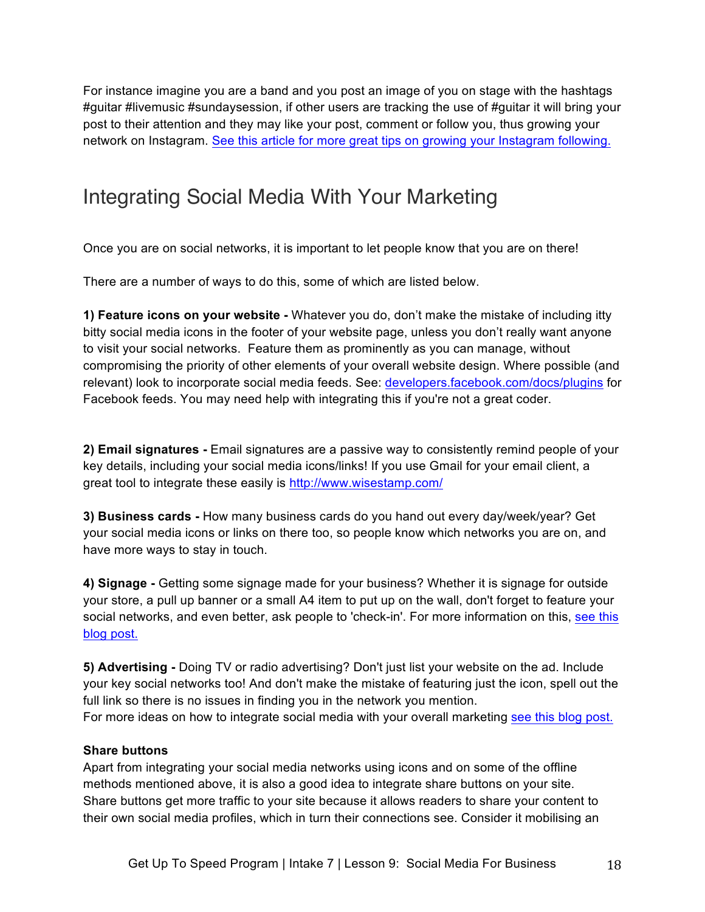For instance imagine you are a band and you post an image of you on stage with the hashtags #guitar #livemusic #sundaysession, if other users are tracking the use of #guitar it will bring your post to their attention and they may like your post, comment or follow you, thus growing your network on Instagram. See this article for more great tips on growing your Instagram following.

## Integrating Social Media With Your Marketing

Once you are on social networks, it is important to let people know that you are on there!

There are a number of ways to do this, some of which are listed below.

**1) Feature icons on your website -** Whatever you do, don't make the mistake of including itty bitty social media icons in the footer of your website page, unless you don't really want anyone to visit your social networks. Feature them as prominently as you can manage, without compromising the priority of other elements of your overall website design. Where possible (and relevant) look to incorporate social media feeds. See: developers.facebook.com/docs/plugins for Facebook feeds. You may need help with integrating this if you're not a great coder.

**2) Email signatures -** Email signatures are a passive way to consistently remind people of your key details, including your social media icons/links! If you use Gmail for your email client, a great tool to integrate these easily is http://www.wisestamp.com/

**3) Business cards -** How many business cards do you hand out every day/week/year? Get your social media icons or links on there too, so people know which networks you are on, and have more ways to stay in touch.

**4) Signage -** Getting some signage made for your business? Whether it is signage for outside your store, a pull up banner or a small A4 item to put up on the wall, don't forget to feature your social networks, and even better, ask people to 'check-in'. For more information on this, see this blog post.

**5) Advertising -** Doing TV or radio advertising? Don't just list your website on the ad. Include your key social networks too! And don't make the mistake of featuring just the icon, spell out the full link so there is no issues in finding you in the network you mention.
For more ideas on how to integrate social media with your overall marketing see this blog post.

**Share buttons**
Apart from integrating your social media networks using icons and on some of the offline methods mentioned above, it is also a good idea to integrate share buttons on your site. Share buttons get more traffic to your site because it allows readers to share your content to their own social media profiles, which in turn their connections see. Consider it mobilising an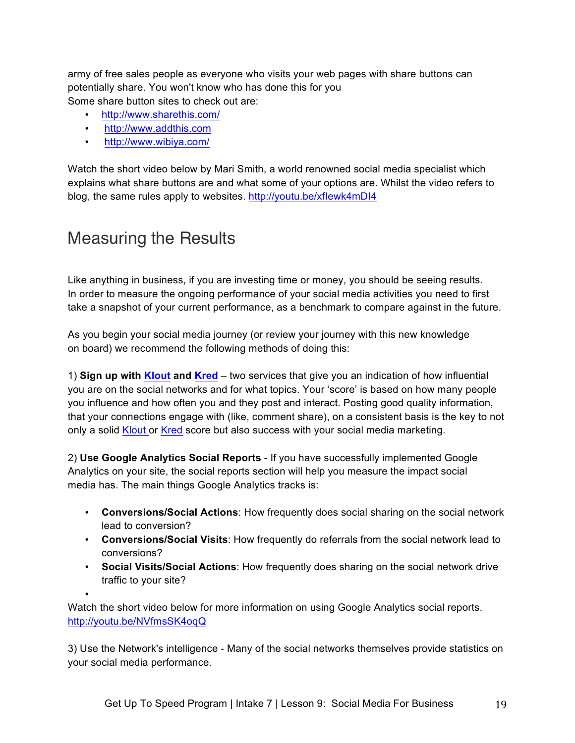army of free sales people as everyone who visits your web pages with share buttons can potentially share. You won't know who has done this for you

Some share button sites to check out are:

- http://www.sharethis.com/
- http://www.addthis.com
- http://www.wibiya.com/

Watch the short video below by Mari Smith, a world renowned social media specialist which explains what share buttons are and what some of your options are. Whilst the video refers to blog, the same rules apply to websites. http://youtu.be/xflewk4mDI4

## Measuring the Results

Like anything in business, if you are investing time or money, you should be seeing results. In order to measure the ongoing performance of your social media activities you need to first take a snapshot of your current performance, as a benchmark to compare against in the future.

As you begin your social media journey (or review your journey with this new knowledge on board) we recommend the following methods of doing this:

1) **Sign up with Klout and Kred** – two services that give you an indication of how influential you are on the social networks and for what topics. Your 'score' is based on how many people you influence and how often you and they post and interact. Posting good quality information, that your connections engage with (like, comment share), on a consistent basis is the key to not only a solid Klout or Kred score but also success with your social media marketing.

2) **Use Google Analytics Social Reports** - If you have successfully implemented Google Analytics on your site, the social reports section will help you measure the impact social media has. The main things Google Analytics tracks is:

- **Conversions/Social Actions**: How frequently does social sharing on the social network lead to conversion?
- **Conversions/Social Visits**: How frequently do referrals from the social network lead to conversions?
- **Social Visits/Social Actions**: How frequently does sharing on the social network drive traffic to your site?

Watch the short video below for more information on using Google Analytics social reports. http://youtu.be/NVfmsSK4oqQ

3) Use the Network's intelligence - Many of the social networks themselves provide statistics on your social media performance.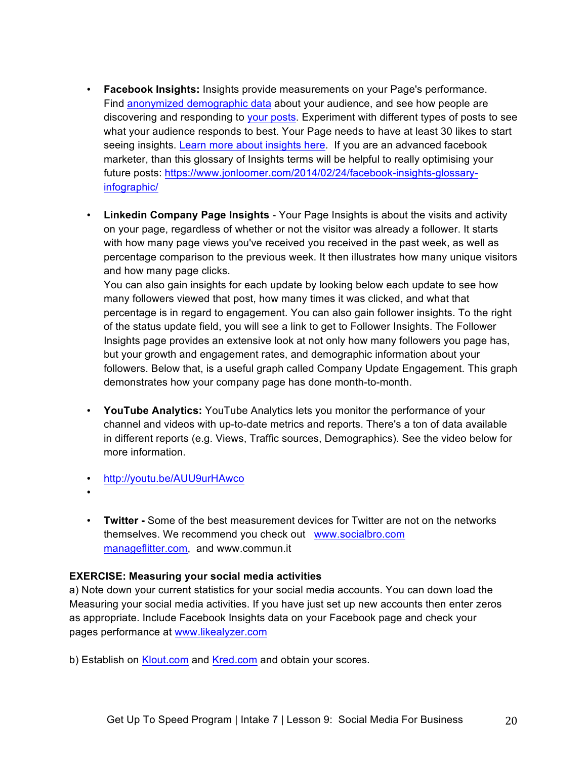- **Facebook Insights:** Insights provide measurements on your Page's performance. Find anonymized demographic data about your audience, and see how people are discovering and responding to your posts. Experiment with different types of posts to see what your audience responds to best. Your Page needs to have at least 30 likes to start seeing insights. Learn more about insights here. If you are an advanced facebook marketer, than this glossary of Insights terms will be helpful to really optimising your future posts: https://www.jonloomer.com/2014/02/24/facebook-insights-glossary-infographic/

- **Linkedin Company Page Insights** - Your Page Insights is about the visits and activity on your page, regardless of whether or not the visitor was already a follower. It starts with how many page views you've received you received in the past week, as well as percentage comparison to the previous week. It then illustrates how many unique visitors and how many page clicks.
  You can also gain insights for each update by looking below each update to see how many followers viewed that post, how many times it was clicked, and what that percentage is in regard to engagement. You can also gain follower insights. To the right of the status update field, you will see a link to get to Follower Insights. The Follower Insights page provides an extensive look at not only how many followers you page has, but your growth and engagement rates, and demographic information about your followers. Below that, is a useful graph called Company Update Engagement. This graph demonstrates how your company page has done month-to-month.

- **YouTube Analytics:** YouTube Analytics lets you monitor the performance of your channel and videos with up-to-date metrics and reports. There's a ton of data available in different reports (e.g. Views, Traffic sources, Demographics). See the video below for more information.

- http://youtu.be/AUU9urHAwco
-
- **Twitter -** Some of the best measurement devices for Twitter are not on the networks themselves. We recommend you check out www.socialbro.com manageflitter.com, and www.commun.it

**EXERCISE: Measuring your social media activities**

a) Note down your current statistics for your social media accounts. You can down load the Measuring your social media activities. If you have just set up new accounts then enter zeros as appropriate. Include Facebook Insights data on your Facebook page and check your pages performance at www.likealyzer.com

b) Establish on Klout.com and Kred.com and obtain your scores.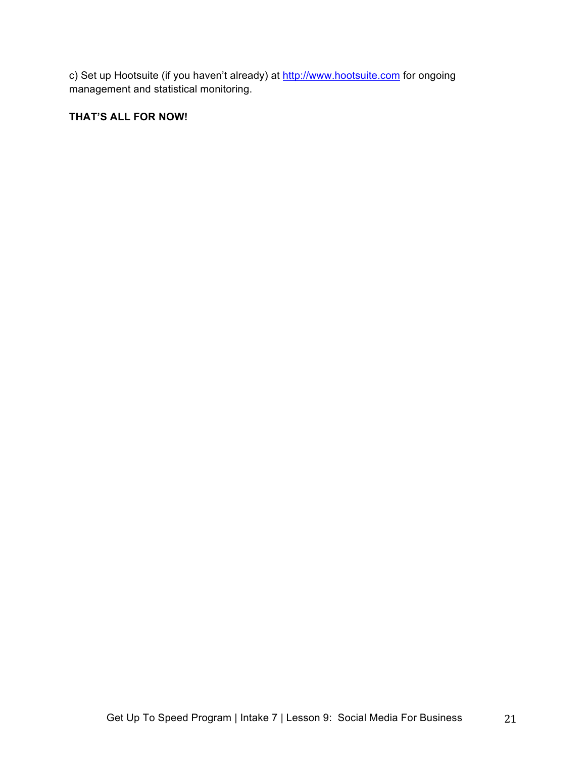c) Set up Hootsuite (if you haven't already) at [http://www.hootsuite.com](http://www.hootsuite.com) for ongoing management and statistical monitoring.

**THAT'S ALL FOR NOW!**